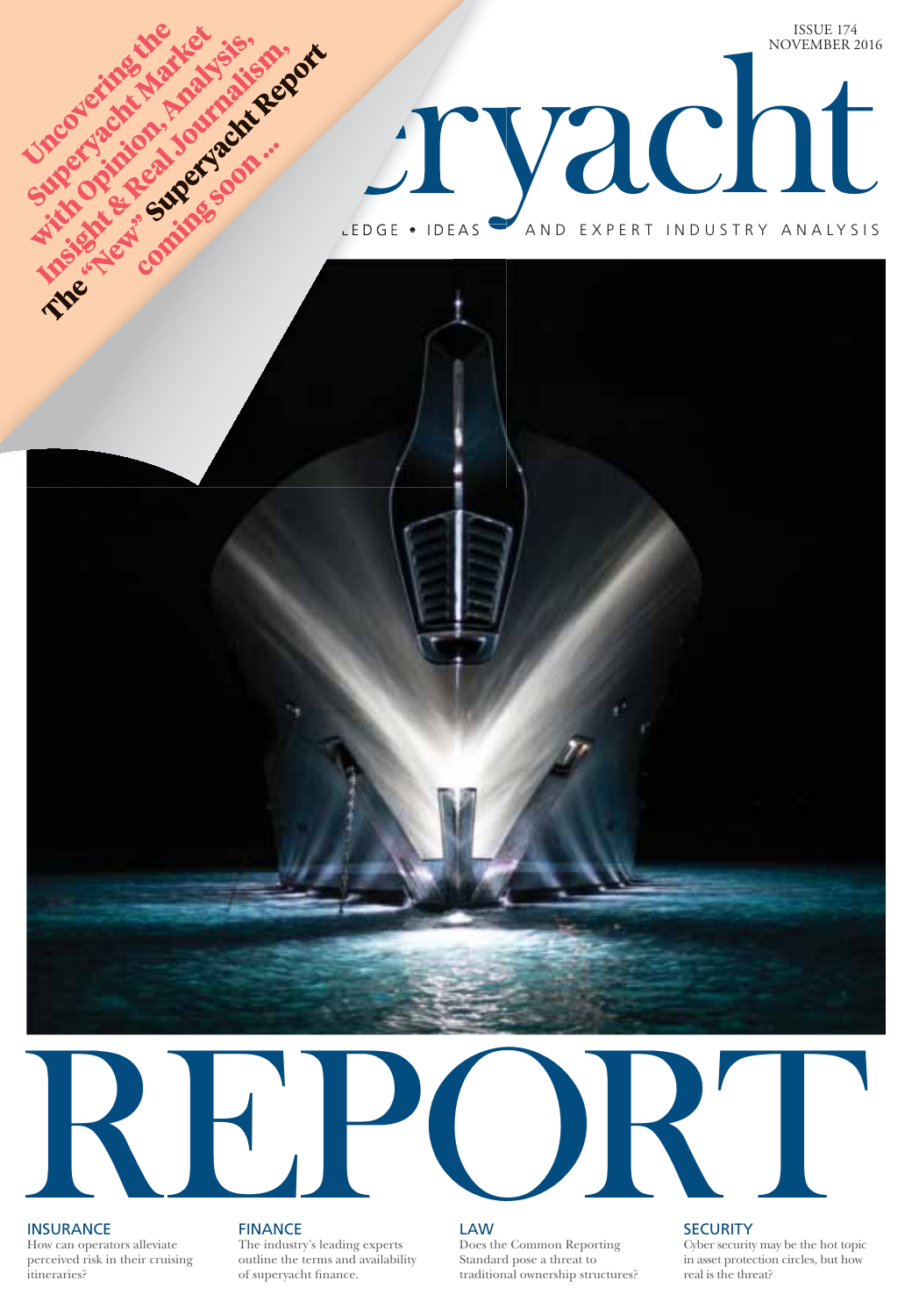Uncovering the Superyacht Market with Opinion, Analysis, Insight & Real Journalism, The "New" Superyacht Report coming soon ...

ISSUE 174
NOVEMBER 2016

# ...eryacht

...EDGE • IDEAS AND EXPERT INDUSTRY ANALYSIS

# REPORT

**INSURANCE**
How can operators alleviate perceived risk in their cruising itineraries?

**FINANCE**
The industry's leading experts outline the terms and availability of superyacht finance.

**LAW**
Does the Common Reporting Standard pose a threat to traditional ownership structures?

**SECURITY**
Cyber security may be the hot topic in asset protection circles, but how real is the threat?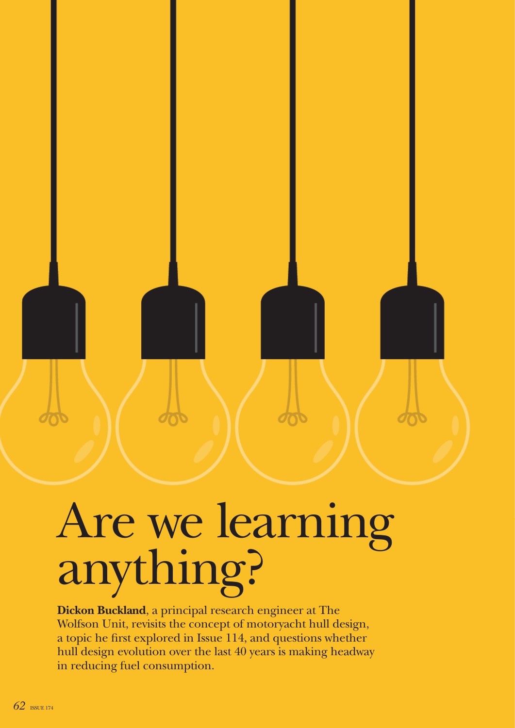# Are we learning anything?

**Dickon Buckland**, a principal research engineer at The Wolfson Unit, revisits the concept of motoryacht hull design, a topic he first explored in Issue 114, and questions whether hull design evolution over the last 40 years is making headway in reducing fuel consumption.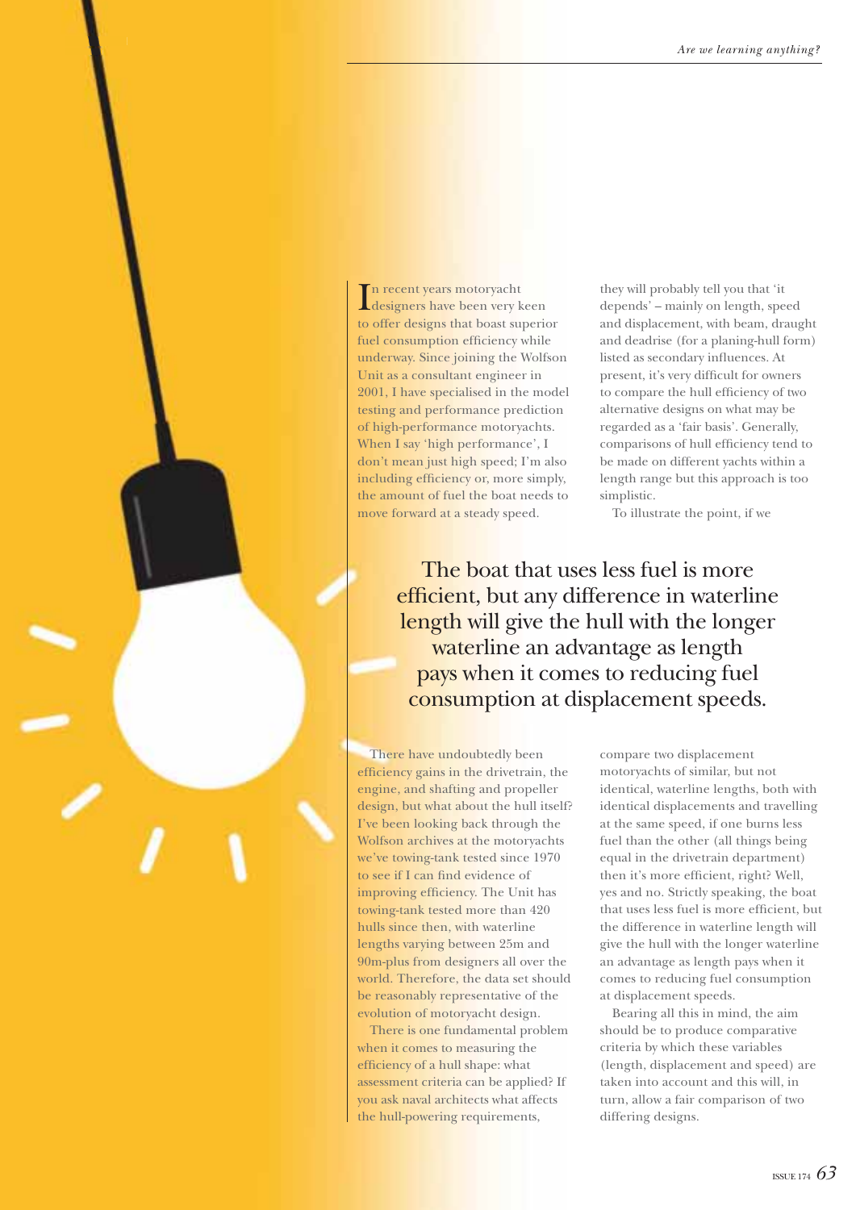In recent years motoryacht designers have been very keen to offer designs that boast superior fuel consumption efficiency while underway. Since joining the Wolfson Unit as a consultant engineer in 2001, I have specialised in the model testing and performance prediction of high-performance motoryachts. When I say 'high performance', I don't mean just high speed; I'm also including efficiency or, more simply, the amount of fuel the boat needs to move forward at a steady speed.

There have undoubtedly been efficiency gains in the drivetrain, the engine, and shafting and propeller design, but what about the hull itself? I've been looking back through the Wolfson archives at the motoryachts we've towing-tank tested since 1970 to see if I can find evidence of improving efficiency. The Unit has towing-tank tested more than 420 hulls since then, with waterline lengths varying between 25m and 90m-plus from designers all over the world. Therefore, the data set should be reasonably representative of the evolution of motoryacht design.

There is one fundamental problem when it comes to measuring the efficiency of a hull shape: what assessment criteria can be applied? If you ask naval architects what affects the hull-powering requirements, they will probably tell you that 'it depends' – mainly on length, speed and displacement, with beam, draught and deadrise (for a planing-hull form) listed as secondary influences. At present, it's very difficult for owners to compare the hull efficiency of two alternative designs on what may be regarded as a 'fair basis'. Generally, comparisons of hull efficiency tend to be made on different yachts within a length range but this approach is too simplistic.

To illustrate the point, if we compare two displacement motoryachts of similar, but not identical, waterline lengths, both with identical displacements and travelling at the same speed, if one burns less fuel than the other (all things being equal in the drivetrain department) then it's more efficient, right? Well, yes and no. Strictly speaking, the boat that uses less fuel is more efficient, but the difference in waterline length will give the hull with the longer waterline an advantage as length pays when it comes to reducing fuel consumption at displacement speeds.

> The boat that uses less fuel is more efficient, but any difference in waterline length will give the hull with the longer waterline an advantage as length pays when it comes to reducing fuel consumption at displacement speeds.

Bearing all this in mind, the aim should be to produce comparative criteria by which these variables (length, displacement and speed) are taken into account and this will, in turn, allow a fair comparison of two differing designs.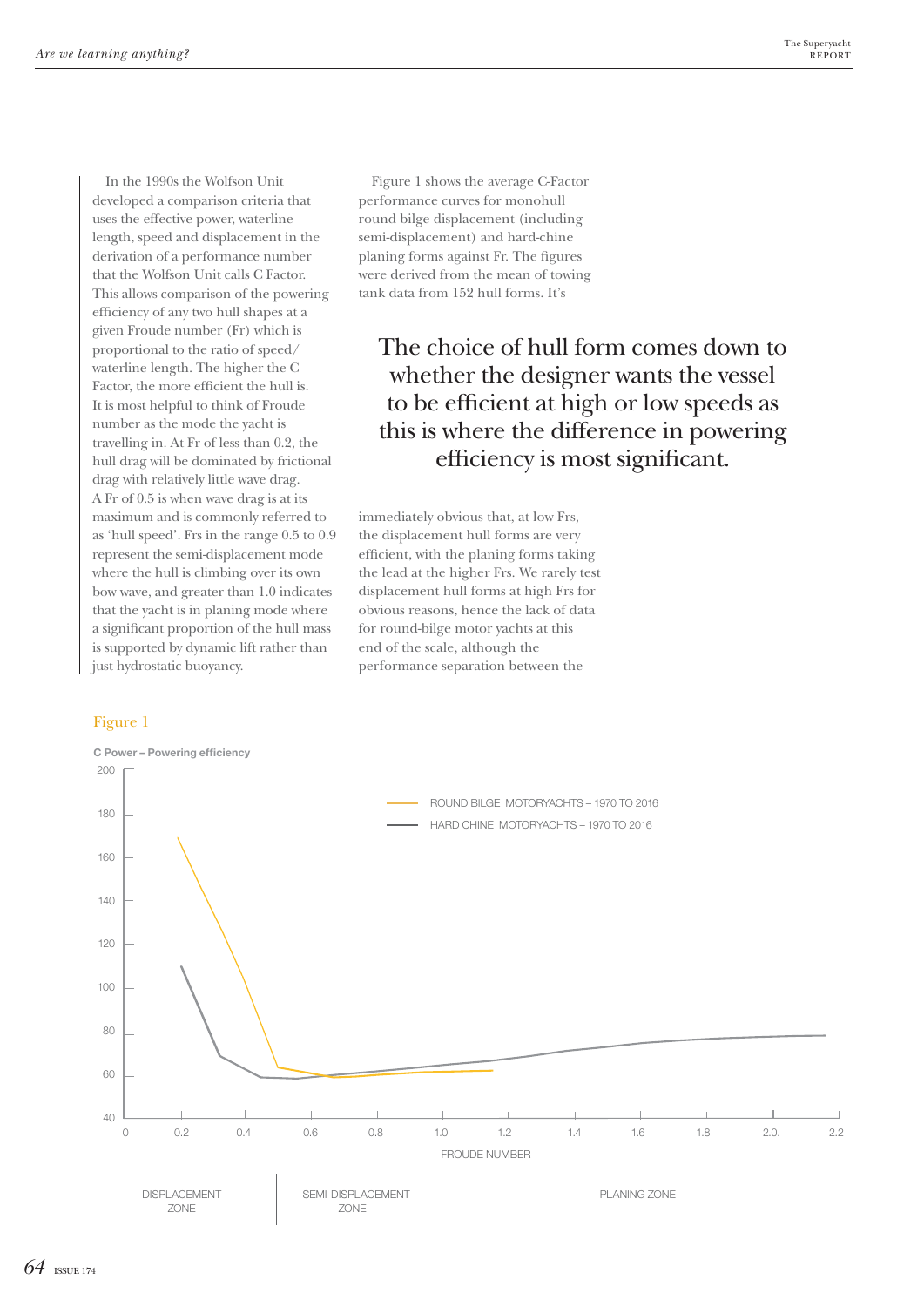In the 1990s the Wolfson Unit developed a comparison criteria that uses the effective power, waterline length, speed and displacement in the derivation of a performance number that the Wolfson Unit calls C Factor. This allows comparison of the powering efficiency of any two hull shapes at a given Froude number (Fr) which is proportional to the ratio of speed/waterline length. The higher the C Factor, the more efficient the hull is. It is most helpful to think of Froude number as the mode the yacht is travelling in. At Fr of less than 0.2, the hull drag will be dominated by frictional drag with relatively little wave drag. A Fr of 0.5 is when wave drag is at its maximum and is commonly referred to as 'hull speed'. Frs in the range 0.5 to 0.9 represent the semi-displacement mode where the hull is climbing over its own bow wave, and greater than 1.0 indicates that the yacht is in planing mode where a significant proportion of the hull mass is supported by dynamic lift rather than just hydrostatic buoyancy.

Figure 1 shows the average C-Factor performance curves for monohull round bilge displacement (including semi-displacement) and hard-chine planing forms against Fr. The figures were derived from the mean of towing tank data from 152 hull forms. It's immediately obvious that, at low Frs, the displacement hull forms are very efficient, with the planing forms taking the lead at the higher Frs. We rarely test displacement hull forms at high Frs for obvious reasons, hence the lack of data for round-bilge motor yachts at this end of the scale, although the performance separation between the

> The choice of hull form comes down to whether the designer wants the vessel to be efficient at high or low speeds as this is where the difference in powering efficiency is most significant.

Figure 1

C Power – Powering efficiency

ROUND BILGE MOTORYACHTS – 1970 TO 2016

HARD CHINE MOTORYACHTS – 1970 TO 2016

FROUDE NUMBER

DISPLACEMENT ZONE | SEMI-DISPLACEMENT ZONE | PLANING ZONE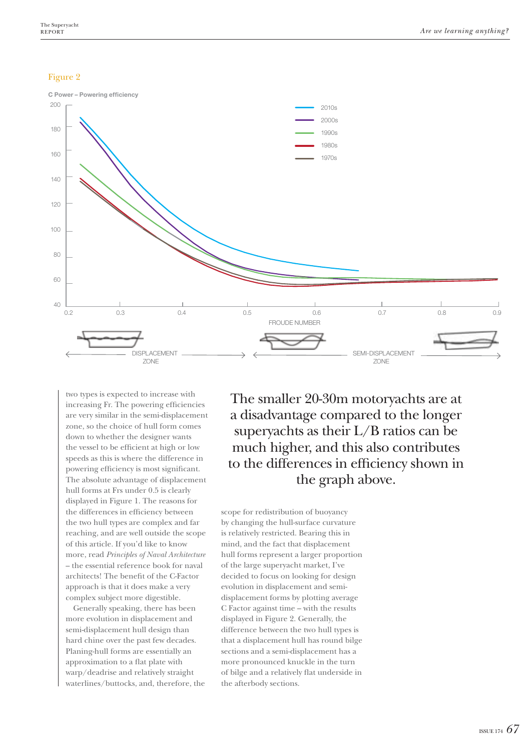Figure 2

C Power – Powering efficiency

two types is expected to increase with increasing Fr. The powering efficiencies are very similar in the semi-displacement zone, so the choice of hull form comes down to whether the designer wants the vessel to be efficient at high or low speeds as this is where the difference in powering efficiency is most significant. The absolute advantage of displacement hull forms at Frs under 0.5 is clearly displayed in Figure 1. The reasons for the differences in efficiency between the two hull types are complex and far reaching, and are well outside the scope of this article. If you'd like to know more, read *Principles of Naval Architecture* – the essential reference book for naval architects! The benefit of the C-Factor approach is that it does make a very complex subject more digestible.

Generally speaking, there has been more evolution in displacement and semi-displacement hull design than hard chine over the past few decades. Planing-hull forms are essentially an approximation to a flat plate with warp/deadrise and relatively straight waterlines/buttocks, and, therefore, the scope for redistribution of buoyancy by changing the hull-surface curvature is relatively restricted. Bearing this in mind, and the fact that displacement hull forms represent a larger proportion of the large superyacht market, I've decided to focus on looking for design evolution in displacement and semi-displacement forms by plotting average C Factor against time – with the results displayed in Figure 2. Generally, the difference between the two hull types is that a displacement hull has round bilge sections and a semi-displacement has a more pronounced knuckle in the turn of bilge and a relatively flat underside in the afterbody sections.

> The smaller 20-30m motoryachts are at a disadvantage compared to the longer superyachts as their L/B ratios can be much higher, and this also contributes to the differences in efficiency shown in the graph above.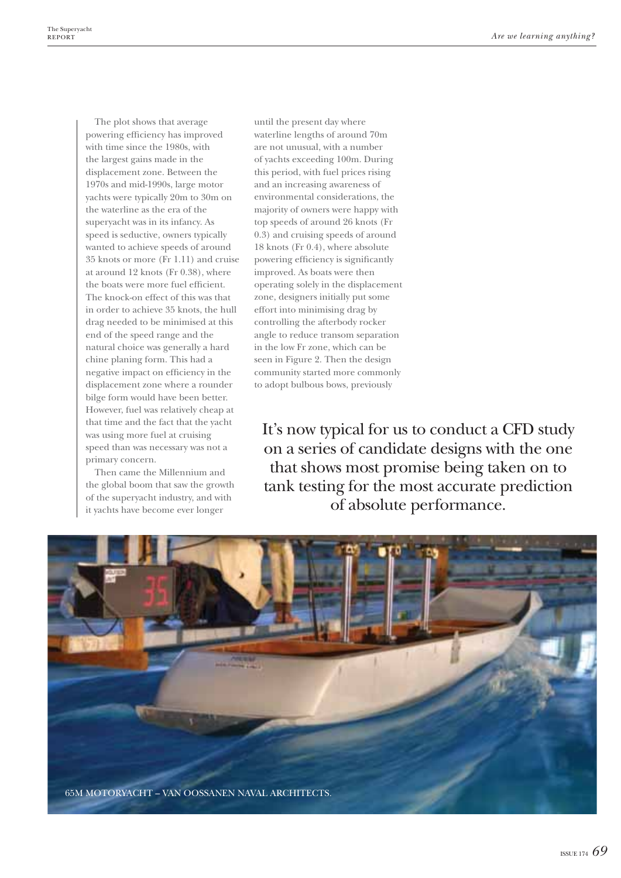The plot shows that average powering efficiency has improved with time since the 1980s, with the largest gains made in the displacement zone. Between the 1970s and mid-1990s, large motor yachts were typically 20m to 30m on the waterline as the era of the superyacht was in its infancy. As speed is seductive, owners typically wanted to achieve speeds of around 35 knots or more (Fr 1.11) and cruise at around 12 knots (Fr 0.38), where the boats were more fuel efficient. The knock-on effect of this was that in order to achieve 35 knots, the hull drag needed to be minimised at this end of the speed range and the natural choice was generally a hard chine planing form. This had a negative impact on efficiency in the displacement zone where a rounder bilge form would have been better. However, fuel was relatively cheap at that time and the fact that the yacht was using more fuel at cruising speed than was necessary was not a primary concern.

Then came the Millennium and the global boom that saw the growth of the superyacht industry, and with it yachts have become ever longer until the present day where waterline lengths of around 70m are not unusual, with a number of yachts exceeding 100m. During this period, with fuel prices rising and an increasing awareness of environmental considerations, the majority of owners were happy with top speeds of around 26 knots (Fr 0.3) and cruising speeds of around 18 knots (Fr 0.4), where absolute powering efficiency is significantly improved. As boats were then operating solely in the displacement zone, designers initially put some effort into minimising drag by controlling the afterbody rocker angle to reduce transom separation in the low Fr zone, which can be seen in Figure 2. Then the design community started more commonly to adopt bulbous bows, previously

> It's now typical for us to conduct a CFD study on a series of candidate designs with the one that shows most promise being taken on to tank testing for the most accurate prediction of absolute performance.

65M MOTORYACHT – VAN OOSSANEN NAVAL ARCHITECTS.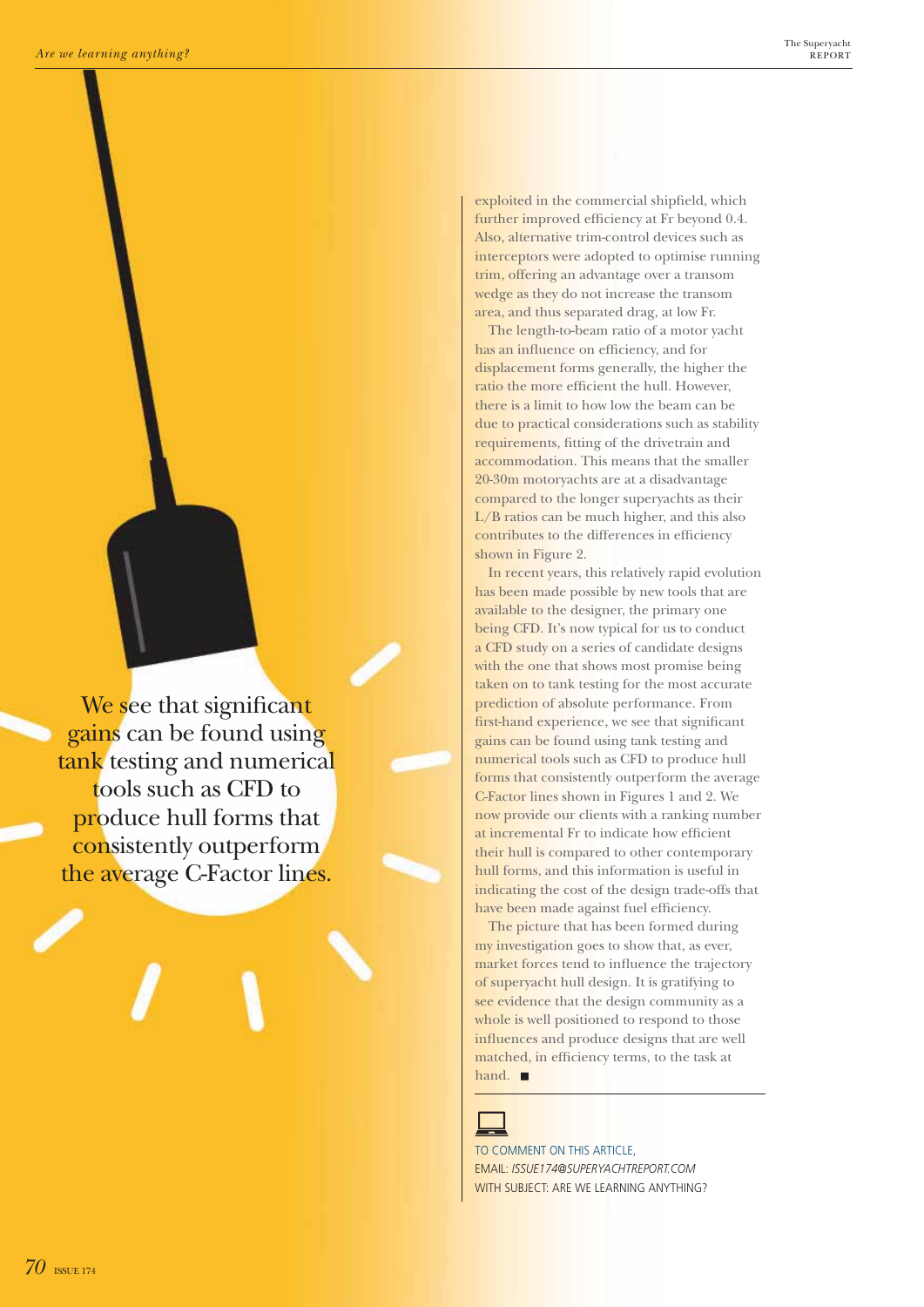We see that significant gains can be found using tank testing and numerical tools such as CFD to produce hull forms that consistently outperform the average C-Factor lines.

exploited in the commercial shipfield, which further improved efficiency at Fr beyond 0.4. Also, alternative trim-control devices such as interceptors were adopted to optimise running trim, offering an advantage over a transom wedge as they do not increase the transom area, and thus separated drag, at low Fr.

The length-to-beam ratio of a motor yacht has an influence on efficiency, and for displacement forms generally, the higher the ratio the more efficient the hull. However, there is a limit to how low the beam can be due to practical considerations such as stability requirements, fitting of the drivetrain and accommodation. This means that the smaller 20-30m motoryachts are at a disadvantage compared to the longer superyachts as their L/B ratios can be much higher, and this also contributes to the differences in efficiency shown in Figure 2.

In recent years, this relatively rapid evolution has been made possible by new tools that are available to the designer, the primary one being CFD. It's now typical for us to conduct a CFD study on a series of candidate designs with the one that shows most promise being taken on to tank testing for the most accurate prediction of absolute performance. From first-hand experience, we see that significant gains can be found using tank testing and numerical tools such as CFD to produce hull forms that consistently outperform the average C-Factor lines shown in Figures 1 and 2. We now provide our clients with a ranking number at incremental Fr to indicate how efficient their hull is compared to other contemporary hull forms, and this information is useful in indicating the cost of the design trade-offs that have been made against fuel efficiency.

The picture that has been formed during my investigation goes to show that, as ever, market forces tend to influence the trajectory of superyacht hull design. It is gratifying to see evidence that the design community as a whole is well positioned to respond to those influences and produce designs that are well matched, in efficiency terms, to the task at hand. ■

TO COMMENT ON THIS ARTICLE,
EMAIL: *ISSUE174@SUPERYACHTREPORT.COM*
WITH SUBJECT: ARE WE LEARNING ANYTHING?